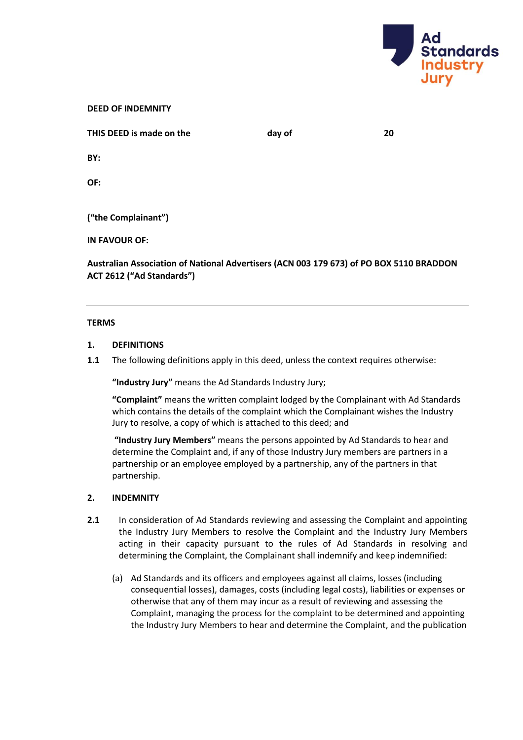Ad Standards Industry Jury

**DEED OF INDEMNITY**

**THIS DEED is made on the day of 20**

**BY:**

**OF:**

**("the Complainant")**

**IN FAVOUR OF:**

**Australian Association of National Advertisers (ACN 003 179 673) of PO BOX 5110 BRADDON ACT 2612 ("Ad Standards")**

---

**TERMS**

**1. DEFINITIONS**

**1.1** The following definitions apply in this deed, unless the context requires otherwise:

**"Industry Jury"** means the Ad Standards Industry Jury;

**"Complaint"** means the written complaint lodged by the Complainant with Ad Standards which contains the details of the complaint which the Complainant wishes the Industry Jury to resolve, a copy of which is attached to this deed; and

**"Industry Jury Members"** means the persons appointed by Ad Standards to hear and determine the Complaint and, if any of those Industry Jury members are partners in a partnership or an employee employed by a partnership, any of the partners in that partnership.

**2. INDEMNITY**

**2.1** In consideration of Ad Standards reviewing and assessing the Complaint and appointing the Industry Jury Members to resolve the Complaint and the Industry Jury Members acting in their capacity pursuant to the rules of Ad Standards in resolving and determining the Complaint, the Complainant shall indemnify and keep indemnified:

(a) Ad Standards and its officers and employees against all claims, losses (including consequential losses), damages, costs (including legal costs), liabilities or expenses or otherwise that any of them may incur as a result of reviewing and assessing the Complaint, managing the process for the complaint to be determined and appointing the Industry Jury Members to hear and determine the Complaint, and the publication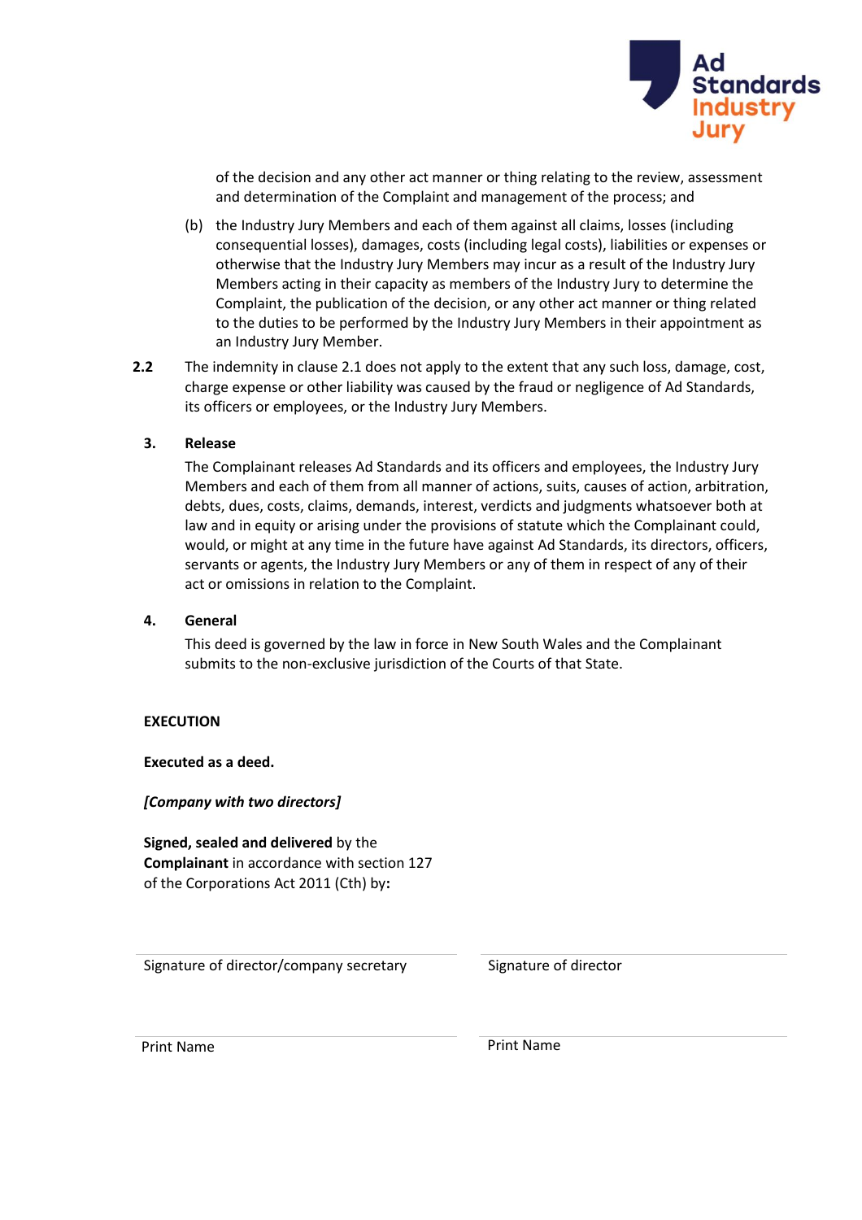of the decision and any other act manner or thing relating to the review, assessment and determination of the Complaint and management of the process; and

(b) the Industry Jury Members and each of them against all claims, losses (including consequential losses), damages, costs (including legal costs), liabilities or expenses or otherwise that the Industry Jury Members may incur as a result of the Industry Jury Members acting in their capacity as members of the Industry Jury to determine the Complaint, the publication of the decision, or any other act manner or thing related to the duties to be performed by the Industry Jury Members in their appointment as an Industry Jury Member.

**2.2** The indemnity in clause 2.1 does not apply to the extent that any such loss, damage, cost, charge expense or other liability was caused by the fraud or negligence of Ad Standards, its officers or employees, or the Industry Jury Members.

## 3. Release

The Complainant releases Ad Standards and its officers and employees, the Industry Jury Members and each of them from all manner of actions, suits, causes of action, arbitration, debts, dues, costs, claims, demands, interest, verdicts and judgments whatsoever both at law and in equity or arising under the provisions of statute which the Complainant could, would, or might at any time in the future have against Ad Standards, its directors, officers, servants or agents, the Industry Jury Members or any of them in respect of any of their act or omissions in relation to the Complaint.

## 4. General

This deed is governed by the law in force in New South Wales and the Complainant submits to the non-exclusive jurisdiction of the Courts of that State.

**EXECUTION**

**Executed as a deed.**

***[Company with two directors]***

**Signed, sealed and delivered** by the **Complainant** in accordance with section 127 of the Corporations Act 2011 (Cth) by**:**

| | |
|---|---|
| Signature of director/company secretary | Signature of director |
| Print Name | Print Name |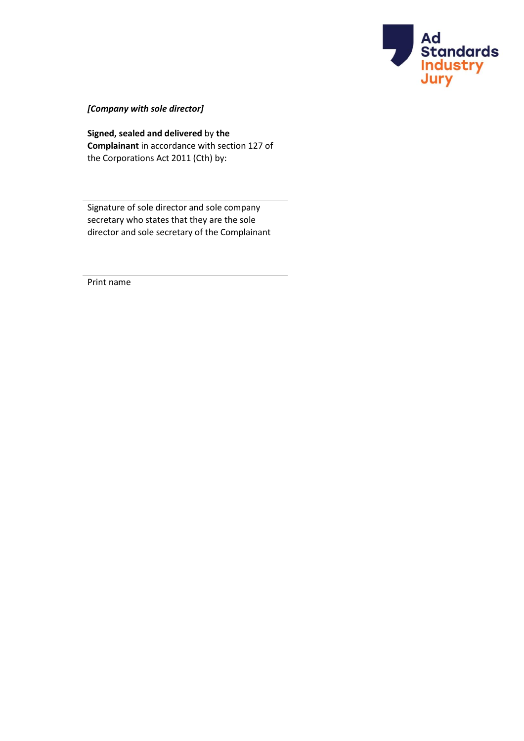*[Company with sole director]*

**Signed, sealed and delivered** by **the Complainant** in accordance with section 127 of the Corporations Act 2011 (Cth) by:

---

Signature of sole director and sole company secretary who states that they are the sole director and sole secretary of the Complainant

---

Print name